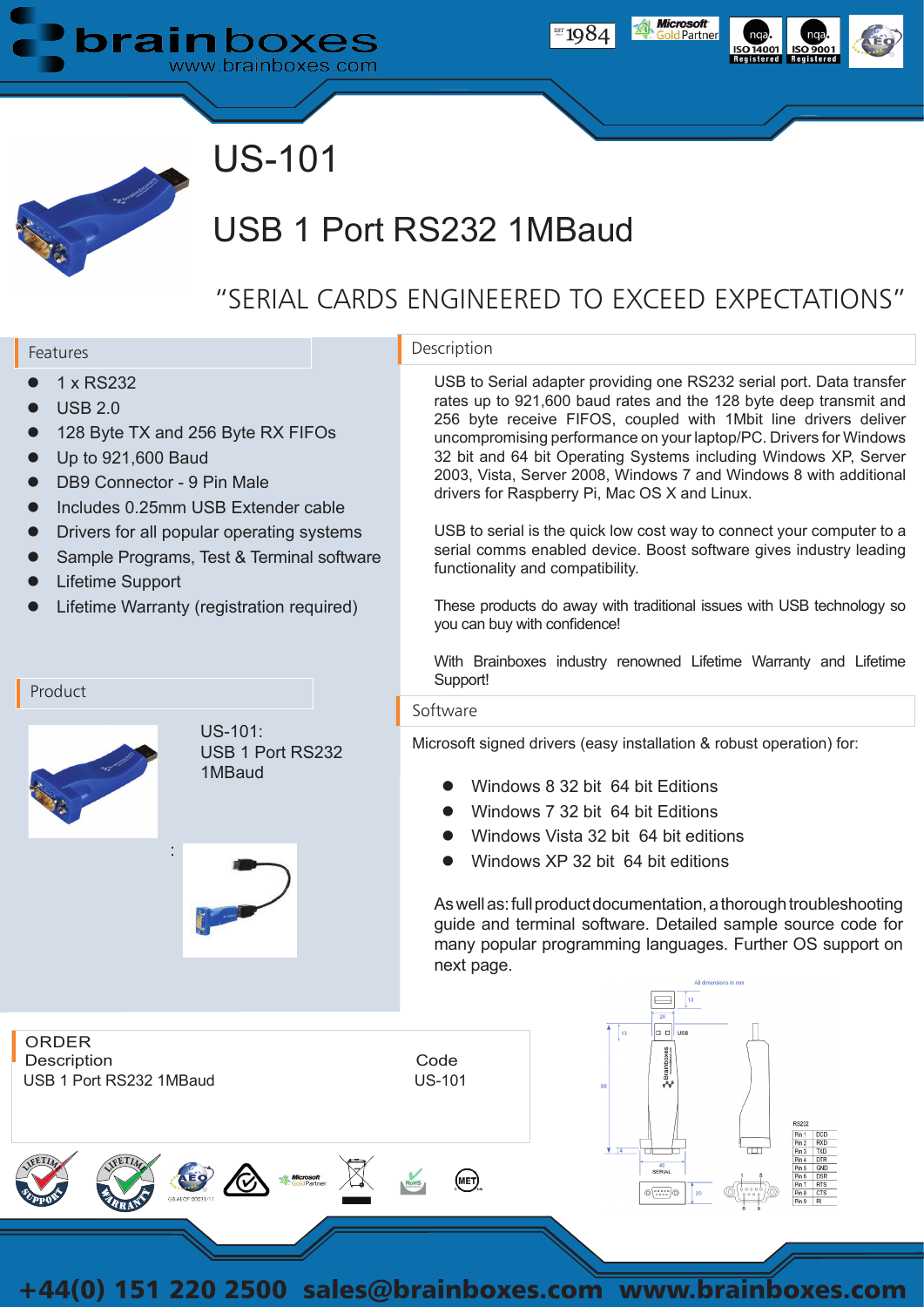# US-101

## USB 1 Port RS232 1MBaud

"SERIAL CARDS ENGINEERED TO EXCEED EXPECTATIONS"

### Features

- 1 x RS232
- USB 2.0
- 128 Byte TX and 256 Byte RX FIFOs
- Up to 921,600 Baud
- DB9 Connector - 9 Pin Male
- Includes 0.25mm USB Extender cable
- Drivers for all popular operating systems
- Sample Programs, Test & Terminal software
- Lifetime Support
- Lifetime Warranty (registration required)

### Description

USB to Serial adapter providing one RS232 serial port. Data transfer rates up to 921,600 baud rates and the 128 byte deep transmit and 256 byte receive FIFOS, coupled with 1Mbit line drivers deliver uncompromising performance on your laptop/PC. Drivers for Windows 32 bit and 64 bit Operating Systems including Windows XP, Server 2003, Vista, Server 2008, Windows 7 and Windows 8 with additional drivers for Raspberry Pi, Mac OS X and Linux.

USB to serial is the quick low cost way to connect your computer to a serial comms enabled device. Boost software gives industry leading functionality and compatibility.

These products do away with traditional issues with USB technology so you can buy with confidence!

With Brainboxes industry renowned Lifetime Warranty and Lifetime Support!

### Product

US-101:
USB 1 Port RS232 1MBaud

### Software

Microsoft signed drivers (easy installation & robust operation) for:

- Windows 8 32 bit 64 bit Editions
- Windows 7 32 bit 64 bit Editions
- Windows Vista 32 bit 64 bit editions
- Windows XP 32 bit 64 bit editions

As well as: full product documentation, a thorough troubleshooting guide and terminal software. Detailed sample source code for many popular programming languages. Further OS support on next page.

### ORDER

| Description | Code |
|---|---|
| USB 1 Port RS232 1MBaud | US-101 |

All dimensions in mm

| RS232 | |
|---|---|
| Pin 1 | DCD |
| Pin 2 | RXD |
| Pin 3 | TXD |
| Pin 4 | DTR |
| Pin 5 | GND |
| Pin 6 | DSR |
| Pin 7 | RTS |
| Pin 8 | CTS |
| Pin 9 | RI |

+44(0) 151 220 2500 sales@brainboxes.com www.brainboxes.com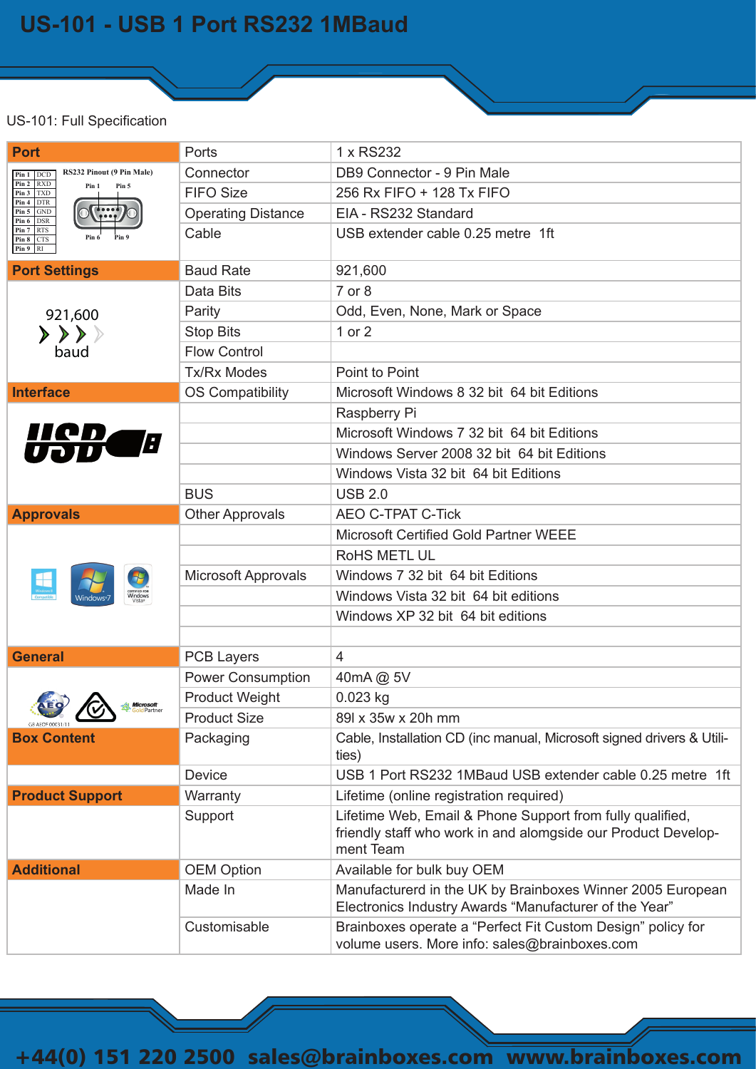# US-101 - USB 1 Port RS232 1MBaud

US-101: Full Specification

| | | |
|---|---|---|
| **Port** | Ports | 1 x RS232 |
| RS232 Pinout (9 Pin Male): Pin 1 DCD, Pin 2 RXD, Pin 3 TXD, Pin 4 DTR, Pin 5 GND, Pin 6 DSR, Pin 7 RTS, Pin 8 CTS, Pin 9 RI | Connector | DB9 Connector - 9 Pin Male |
| | FIFO Size | 256 Rx FIFO + 128 Tx FIFO |
| | Operating Distance | EIA - RS232 Standard |
| | Cable | USB extender cable 0.25 metre 1ft |
| **Port Settings** | Baud Rate | 921,600 |
| 921,600 baud | Data Bits | 7 or 8 |
| | Parity | Odd, Even, None, Mark or Space |
| | Stop Bits | 1 or 2 |
| | Flow Control | |
| | Tx/Rx Modes | Point to Point |
| **Interface** | OS Compatibility | Microsoft Windows 8 32 bit 64 bit Editions |
| | | Raspberry Pi |
| | | Microsoft Windows 7 32 bit 64 bit Editions |
| | | Windows Server 2008 32 bit 64 bit Editions |
| | | Windows Vista 32 bit 64 bit Editions |
| | BUS | USB 2.0 |
| **Approvals** | Other Approvals | AEO C-TPAT C-Tick |
| | | Microsoft Certified Gold Partner WEEE |
| | | RoHS METL UL |
| | Microsoft Approvals | Windows 7 32 bit 64 bit Editions |
| | | Windows Vista 32 bit 64 bit editions |
| | | Windows XP 32 bit 64 bit editions |
| | | |
| **General** | PCB Layers | 4 |
| | Power Consumption | 40mA @ 5V |
| | Product Weight | 0.023 kg |
| | Product Size | 89l x 35w x 20h mm |
| **Box Content** | Packaging | Cable, Installation CD (inc manual, Microsoft signed drivers & Utilities) |
| | Device | USB 1 Port RS232 1MBaud USB extender cable 0.25 metre 1ft |
| **Product Support** | Warranty | Lifetime (online registration required) |
| | Support | Lifetime Web, Email & Phone Support from fully qualified, friendly staff who work in and alomgside our Product Development Team |
| **Additional** | OEM Option | Available for bulk buy OEM |
| | Made In | Manufacturerd in the UK by Brainboxes Winner 2005 European Electronics Industry Awards “Manufacturer of the Year” |
| | Customisable | Brainboxes operate a “Perfect Fit Custom Design” policy for volume users. More info: sales@brainboxes.com |

+44(0) 151 220 2500 sales@brainboxes.com www.brainboxes.com